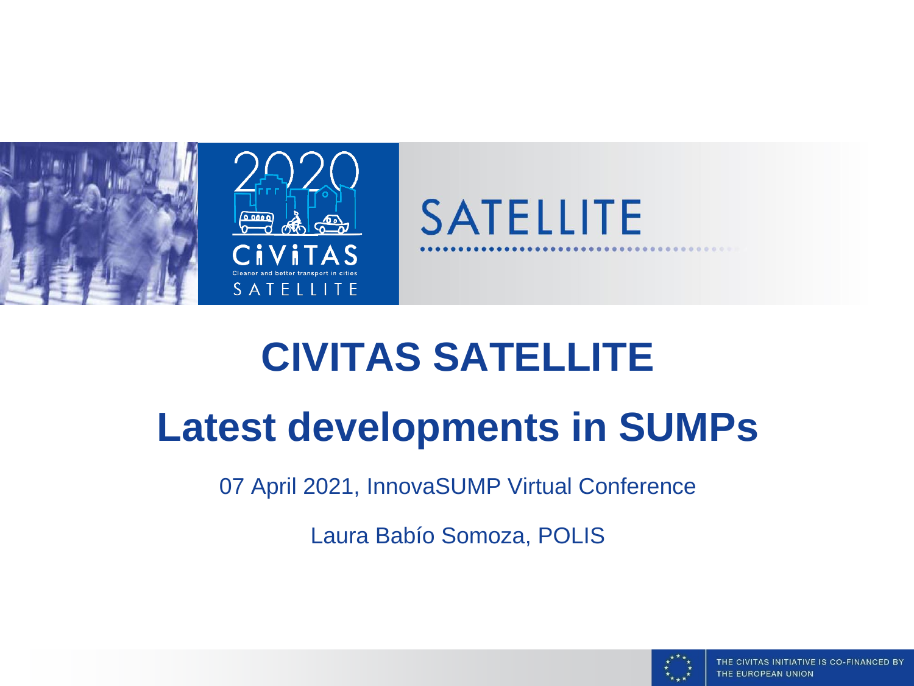# CIVITAS SATELLITE

# Latest developments in SUMPs

07 April 2021, InnovaSUMP Virtual Conference

Laura Babío Somoza, POLIS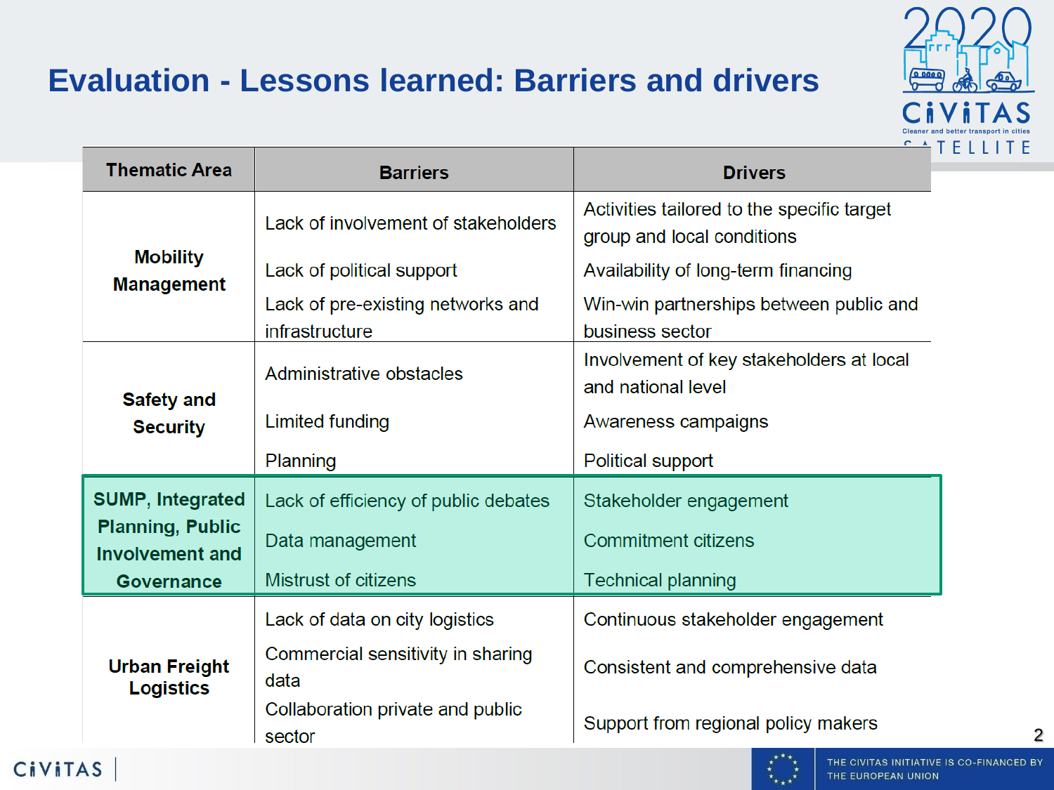# Evaluation - Lessons learned: Barriers and drivers

| Thematic Area | Barriers | Drivers |
|---|---|---|
| **Mobility Management** | Lack of involvement of stakeholders | Activities tailored to the specific target group and local conditions |
| | Lack of political support | Availability of long-term financing |
| | Lack of pre-existing networks and infrastructure | Win-win partnerships between public and business sector |
| **Safety and Security** | Administrative obstacles | Involvement of key stakeholders at local and national level |
| | Limited funding | Awareness campaigns |
| | Planning | Political support |
| **SUMP, Integrated Planning, Public Involvement and Governance** | Lack of efficiency of public debates | Stakeholder engagement |
| | Data management | Commitment citizens |
| | Mistrust of citizens | Technical planning |
| **Urban Freight Logistics** | Lack of data on city logistics | Continuous stakeholder engagement |
| | Commercial sensitivity in sharing data | Consistent and comprehensive data |
| | Collaboration private and public sector | Support from regional policy makers |

THE CIVITAS INITIATIVE IS CO-FINANCED BY THE EUROPEAN UNION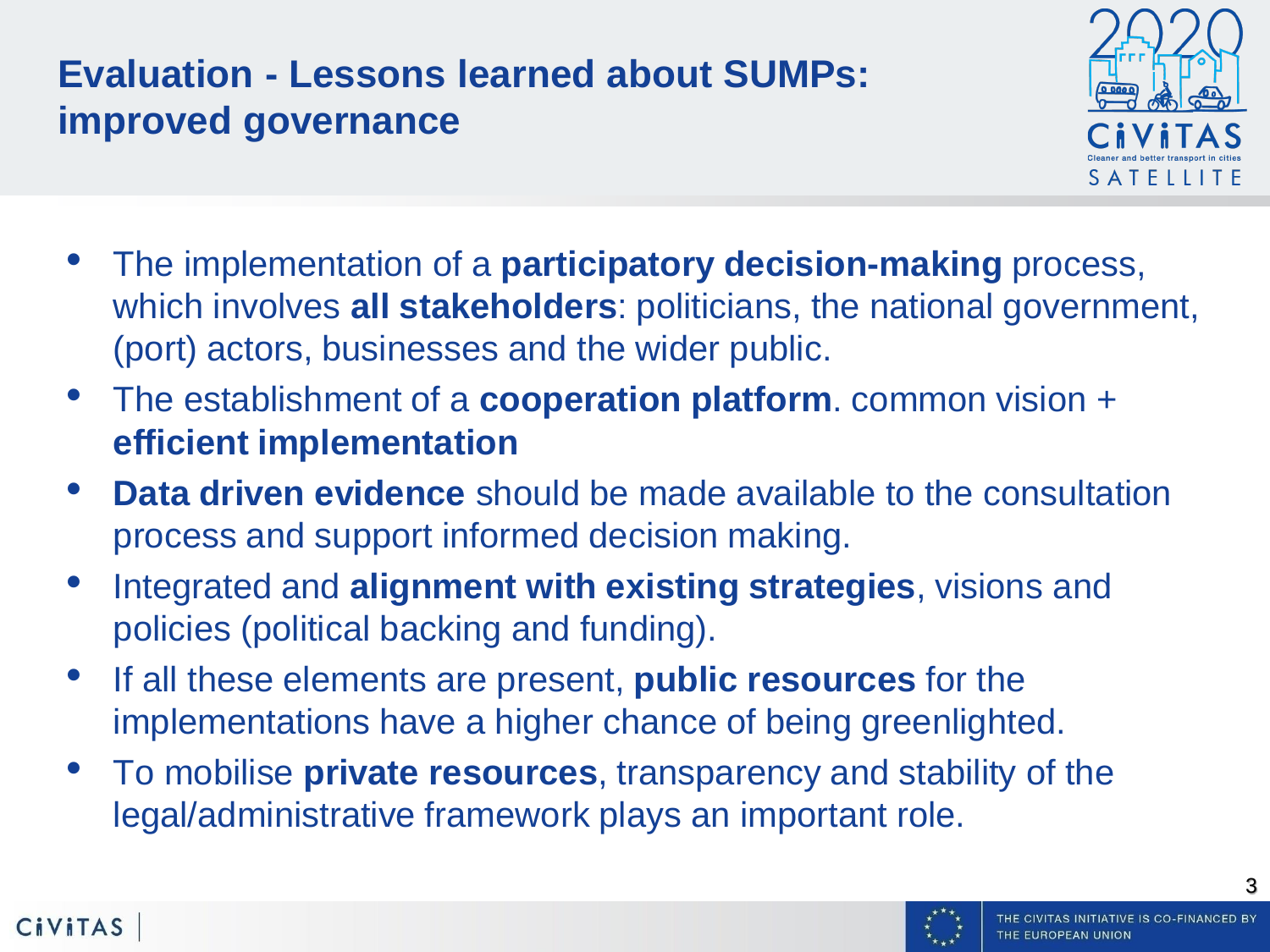# Evaluation - Lessons learned about SUMPs: improved governance

- The implementation of a **participatory decision-making** process, which involves **all stakeholders**: politicians, the national government, (port) actors, businesses and the wider public.
- The establishment of a **cooperation platform**. common vision + **efficient implementation**
- **Data driven evidence** should be made available to the consultation process and support informed decision making.
- Integrated and **alignment with existing strategies**, visions and policies (political backing and funding).
- If all these elements are present, **public resources** for the implementations have a higher chance of being greenlighted.
- To mobilise **private resources**, transparency and stability of the legal/administrative framework plays an important role.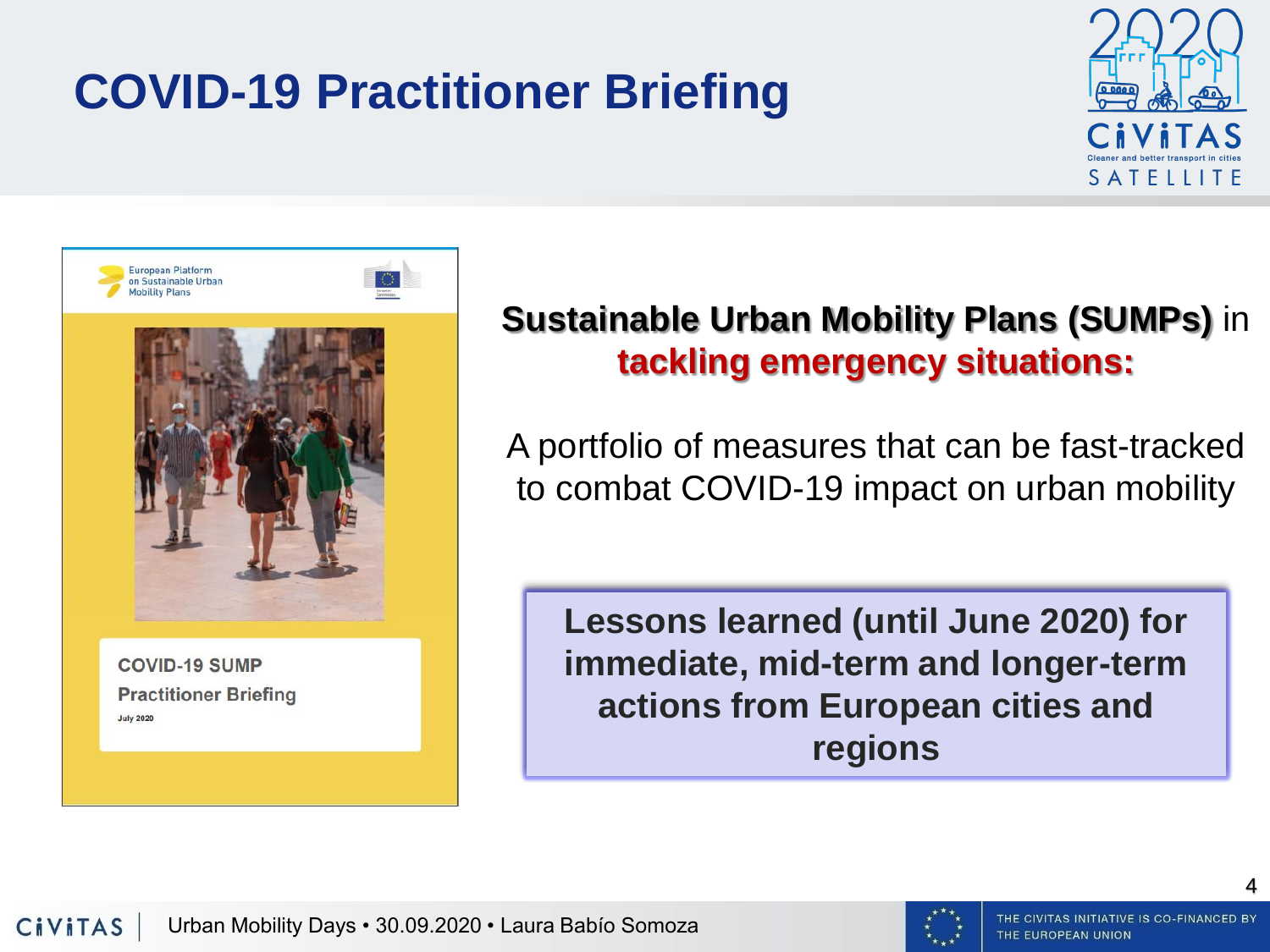# COVID-19 Practitioner Briefing

European Platform on Sustainable Urban Mobility Plans

COVID-19 SUMP Practitioner Briefing

July 2020

**Sustainable Urban Mobility Plans (SUMPs)** in **tackling emergency situations:**

A portfolio of measures that can be fast-tracked to combat COVID-19 impact on urban mobility

**Lessons learned (until June 2020) for immediate, mid-term and longer-term actions from European cities and regions**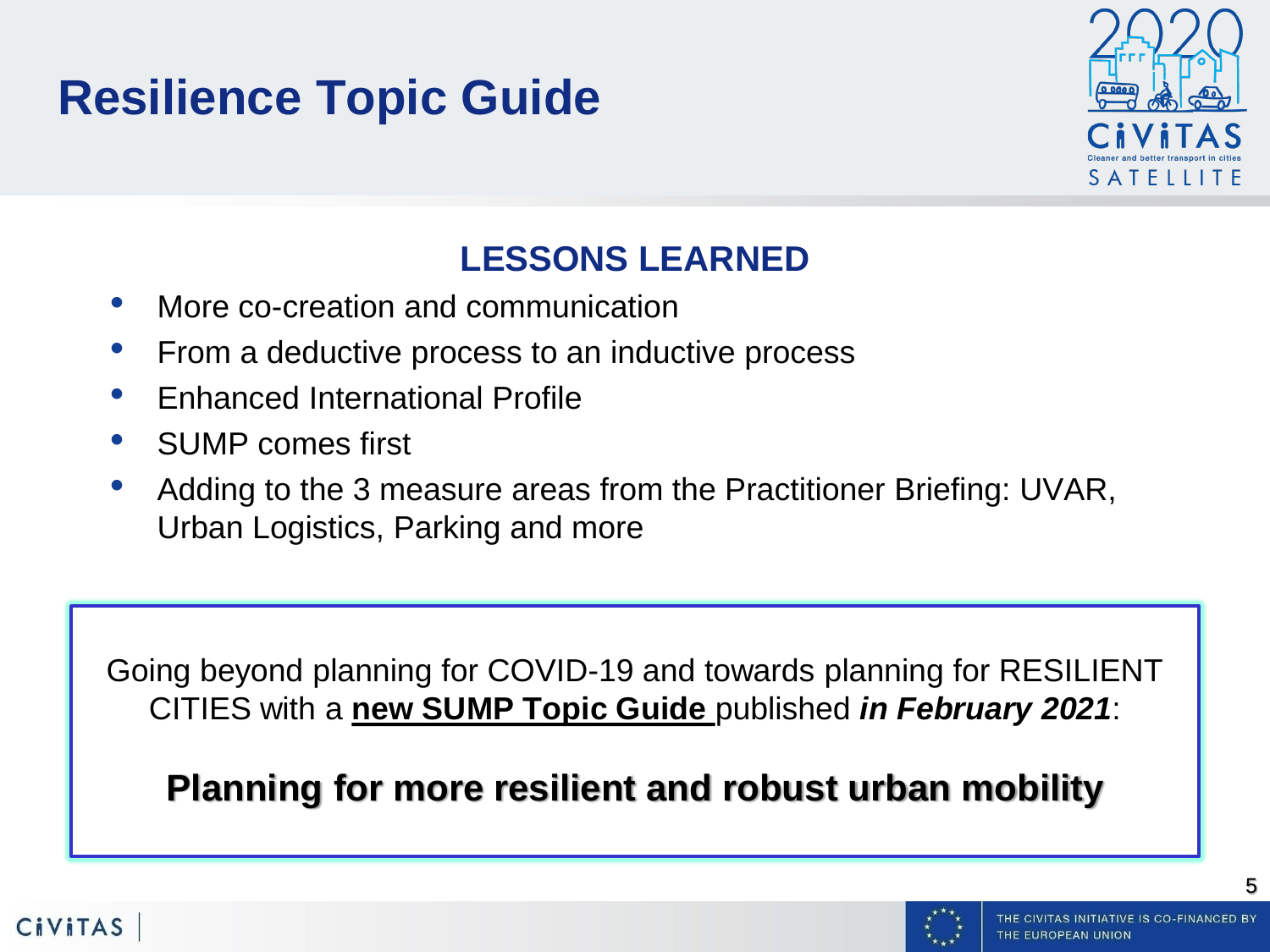# Resilience Topic Guide

## LESSONS LEARNED

- More co-creation and communication
- From a deductive process to an inductive process
- Enhanced International Profile
- SUMP comes first
- Adding to the 3 measure areas from the Practitioner Briefing: UVAR, Urban Logistics, Parking and more

Going beyond planning for COVID-19 and towards planning for RESILIENT CITIES with a **new SUMP Topic Guide** published ***in February 2021***:

**Planning for more resilient and robust urban mobility**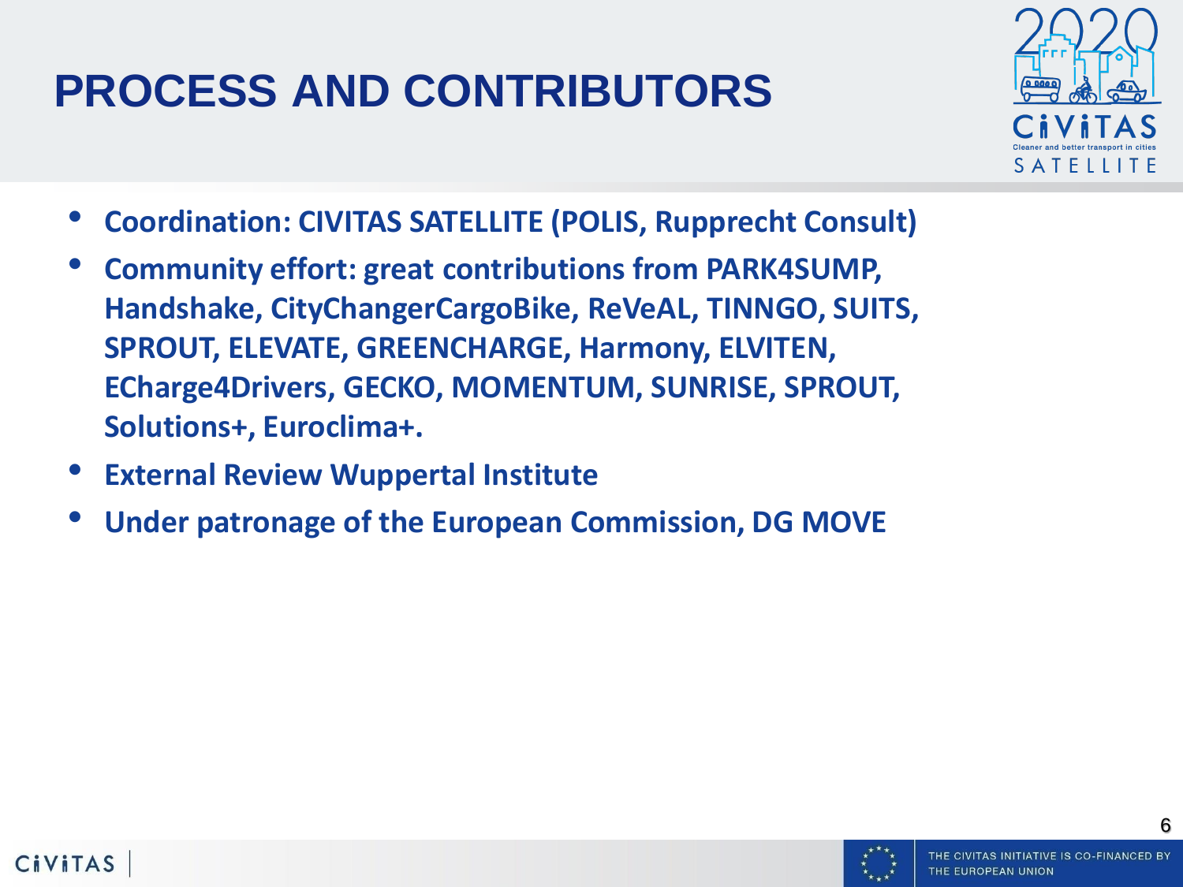# PROCESS AND CONTRIBUTORS

- **Coordination: CIVITAS SATELLITE (POLIS, Rupprecht Consult)**
- **Community effort: great contributions from PARK4SUMP, Handshake, CityChangerCargoBike, ReVeAL, TINNGO, SUITS, SPROUT, ELEVATE, GREENCHARGE, Harmony, ELVITEN, ECharge4Drivers, GECKO, MOMENTUM, SUNRISE, SPROUT, Solutions+, Euroclima+.**
- **External Review Wuppertal Institute**
- **Under patronage of the European Commission, DG MOVE**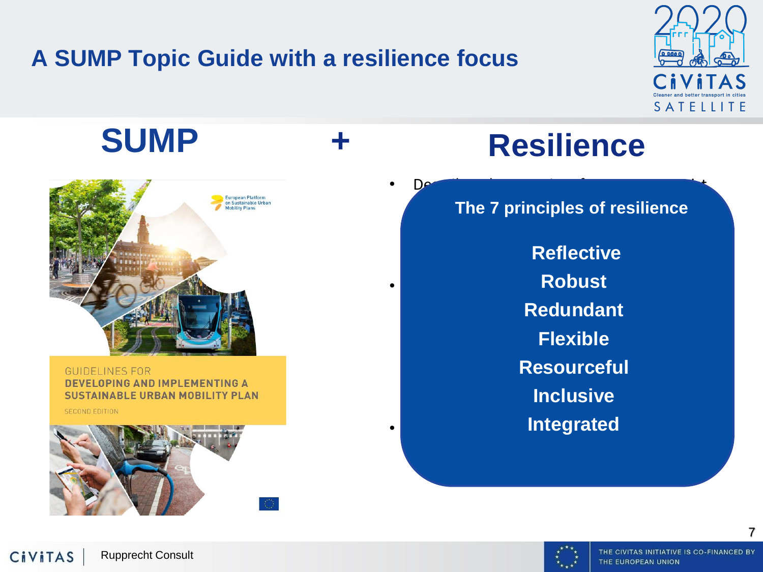# A SUMP Topic Guide with a resilience focus

## SUMP + Resilience

GUIDELINES FOR
**DEVELOPING AND IMPLEMENTING A SUSTAINABLE URBAN MOBILITY PLAN**
SECOND EDITION

European Platform on Sustainable Urban Mobility Plans

**The 7 principles of resilience**

- **Reflective**
- **Robust**
- **Redundant**
- **Flexible**
- **Resourceful**
- **Inclusive**
- **Integrated**

Rupprecht Consult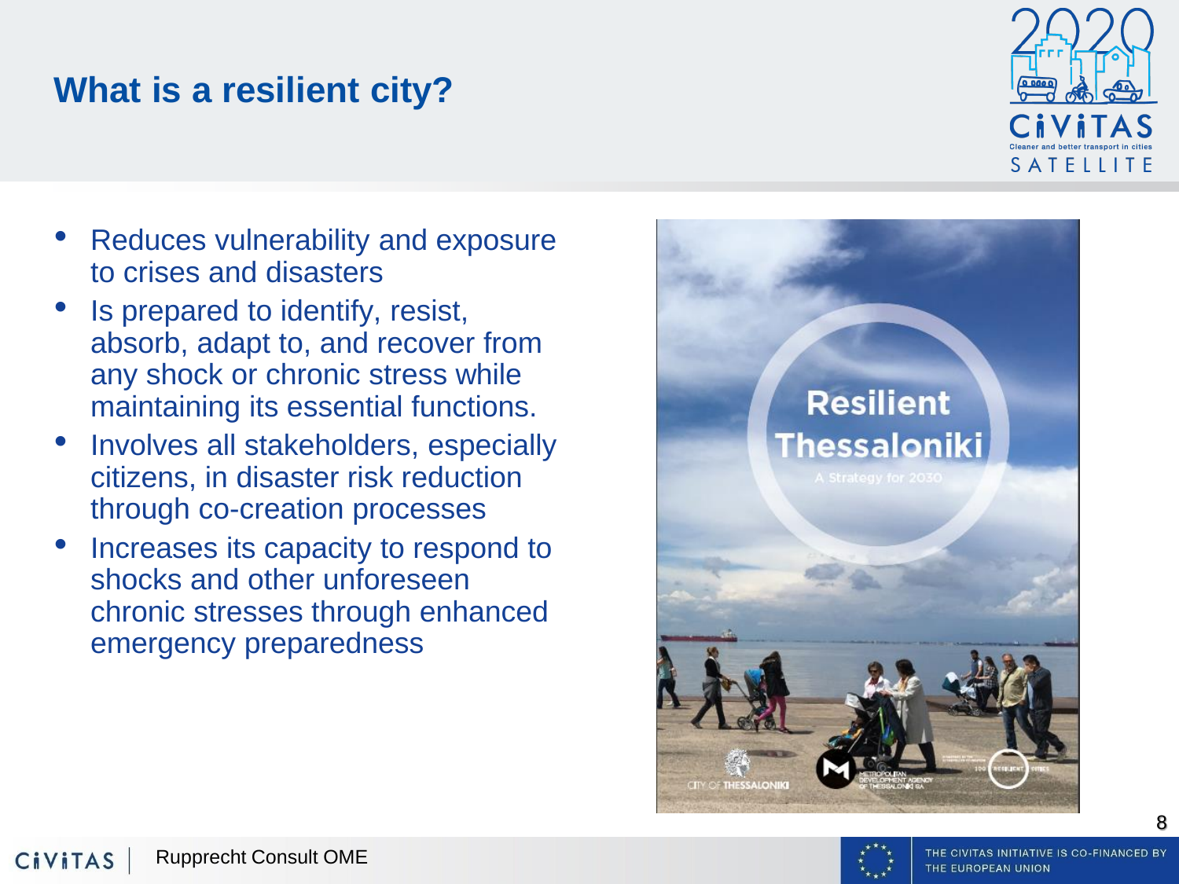# What is a resilient city?

- Reduces vulnerability and exposure to crises and disasters
- Is prepared to identify, resist, absorb, adapt to, and recover from any shock or chronic stress while maintaining its essential functions.
- Involves all stakeholders, especially citizens, in disaster risk reduction through co-creation processes
- Increases its capacity to respond to shocks and other unforeseen chronic stresses through enhanced emergency preparedness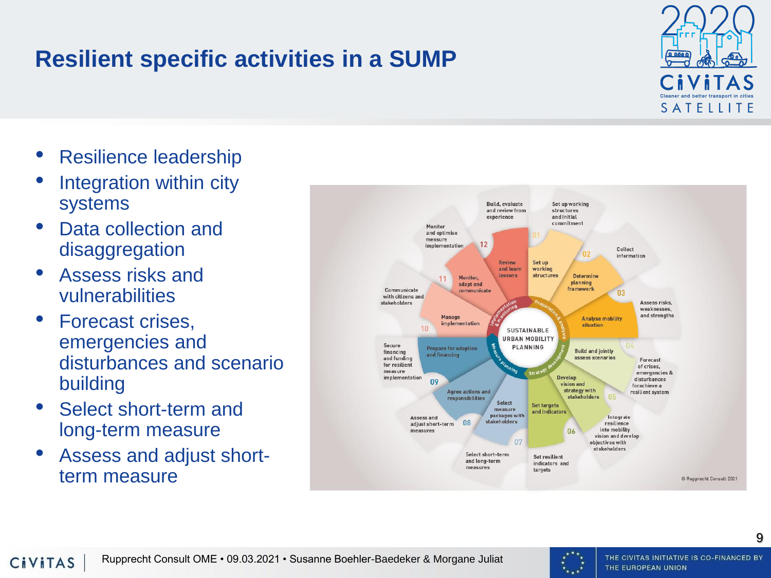# Resilient specific activities in a SUMP

- Resilience leadership
- Integration within city systems
- Data collection and disaggregation
- Assess risks and vulnerabilities
- Forecast crises, emergencies and disturbances and scenario building
- Select short-term and long-term measure
- Assess and adjust short-term measure

Rupprecht Consult OME • 09.03.2021 • Susanne Boehler-Baedeker & Morgane Juliat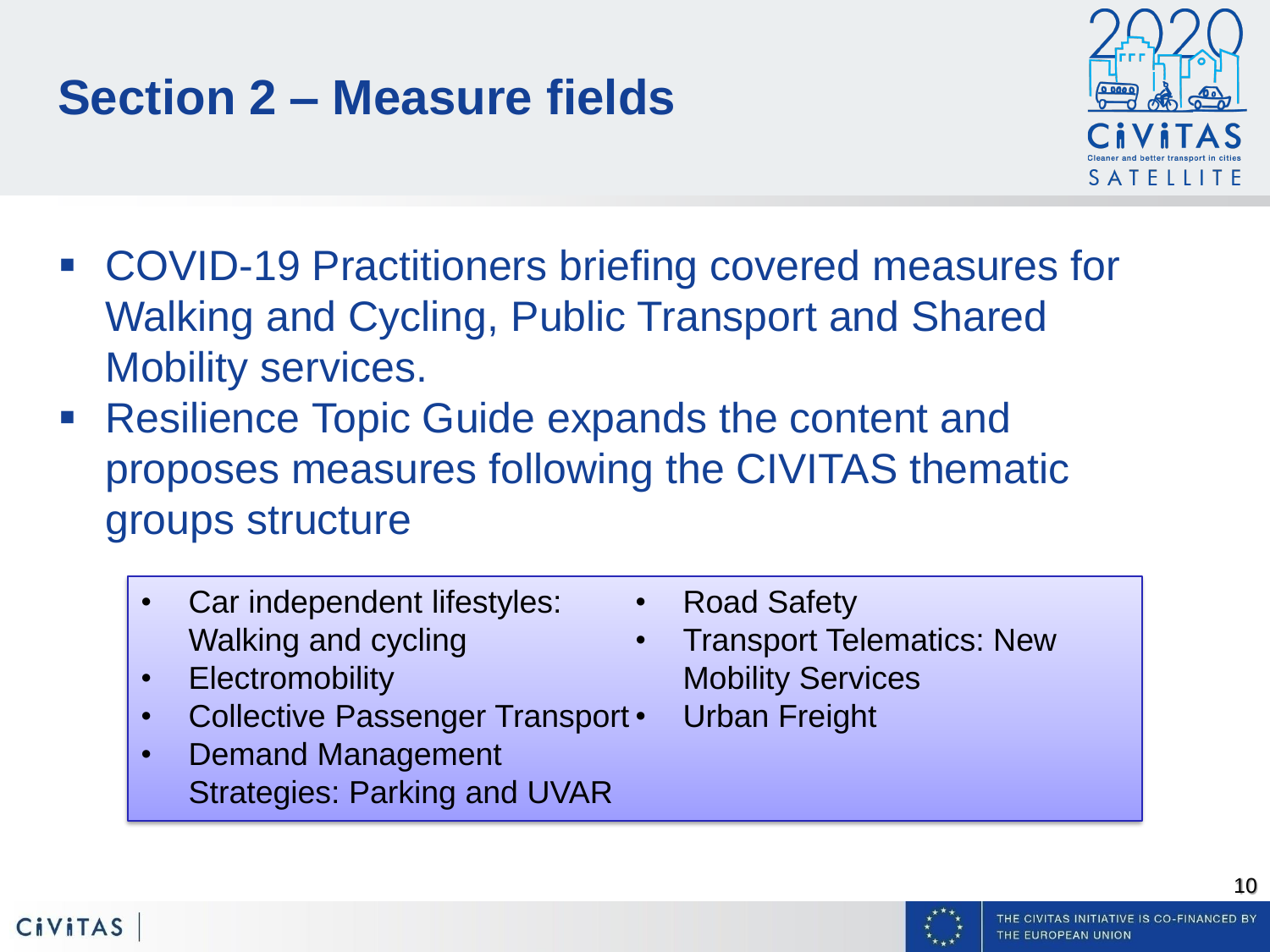## Section 2 – Measure fields

- COVID-19 Practitioners briefing covered measures for Walking and Cycling, Public Transport and Shared Mobility services.
- Resilience Topic Guide expands the content and proposes measures following the CIVITAS thematic groups structure

- Car independent lifestyles: Walking and cycling
- Electromobility
- Collective Passenger Transport
- Demand Management Strategies: Parking and UVAR
- Road Safety
- Transport Telematics: New Mobility Services
- Urban Freight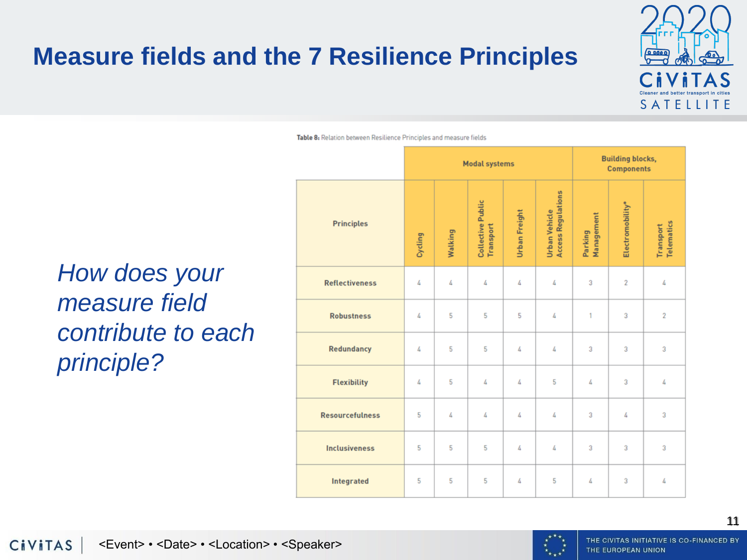# Measure fields and the 7 Resilience Principles

*How does your measure field contribute to each principle?*

**Table 8:** Relation between Resilience Principles and measure fields

| Principles | Modal systems | | | | | Building blocks, Components | | |
|---|---|---|---|---|---|---|---|---|
| | Cycling | Walking | Collective Public Transport | Urban Freight | Urban Vehicle Access Regulations | Parking Management | Electromobility* | Transport Telematics |
| Reflectiveness | 4 | 4 | 4 | 4 | 4 | 3 | 2 | 4 |
| Robustness | 4 | 5 | 5 | 5 | 4 | 1 | 3 | 2 |
| Redundancy | 4 | 5 | 5 | 4 | 4 | 3 | 3 | 3 |
| Flexibility | 4 | 5 | 4 | 4 | 5 | 4 | 3 | 4 |
| Resourcefulness | 5 | 4 | 4 | 4 | 4 | 3 | 4 | 3 |
| Inclusiveness | 5 | 5 | 5 | 4 | 4 | 3 | 3 | 3 |
| Integrated | 5 | 5 | 5 | 4 | 5 | 4 | 3 | 4 |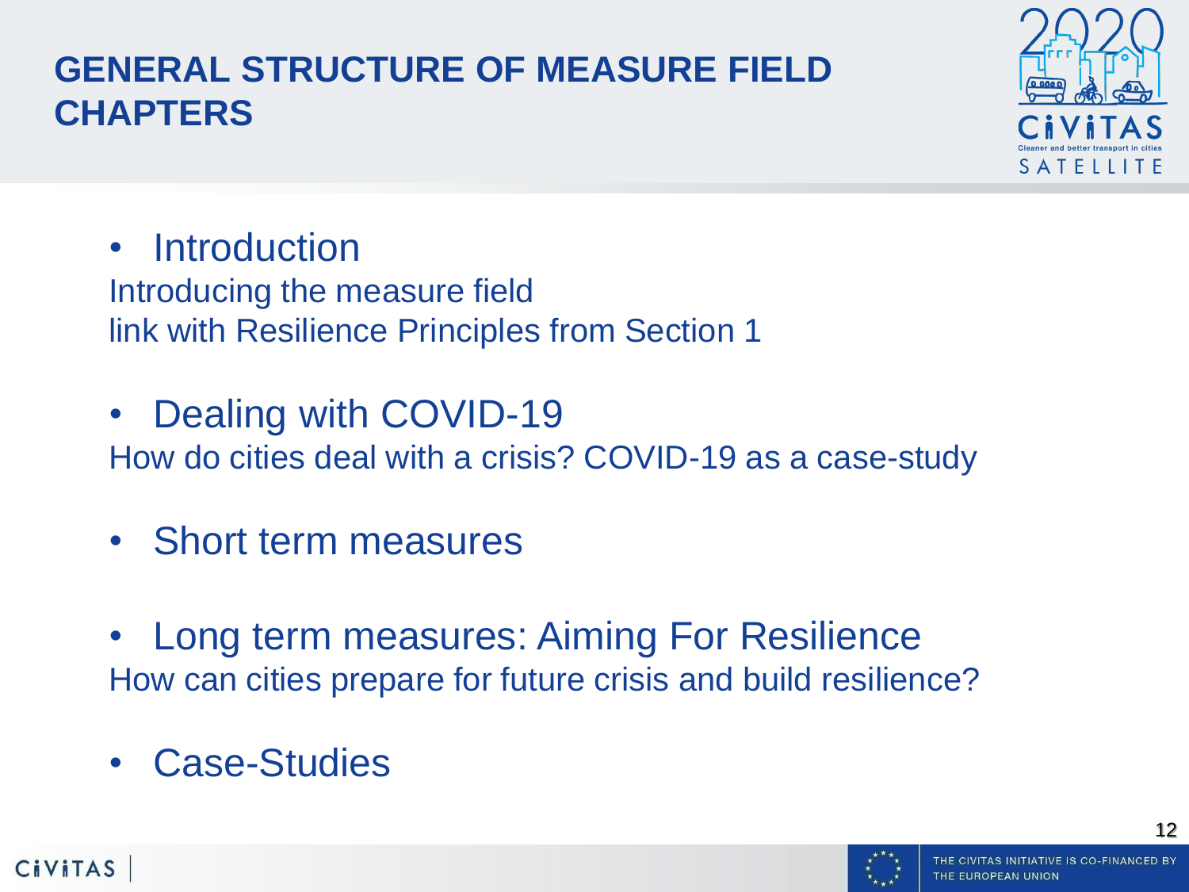# GENERAL STRUCTURE OF MEASURE FIELD CHAPTERS

- Introduction

  Introducing the measure field
  link with Resilience Principles from Section 1

- Dealing with COVID-19

  How do cities deal with a crisis? COVID-19 as a case-study

- Short term measures

- Long term measures: Aiming For Resilience

  How can cities prepare for future crisis and build resilience?

- Case-Studies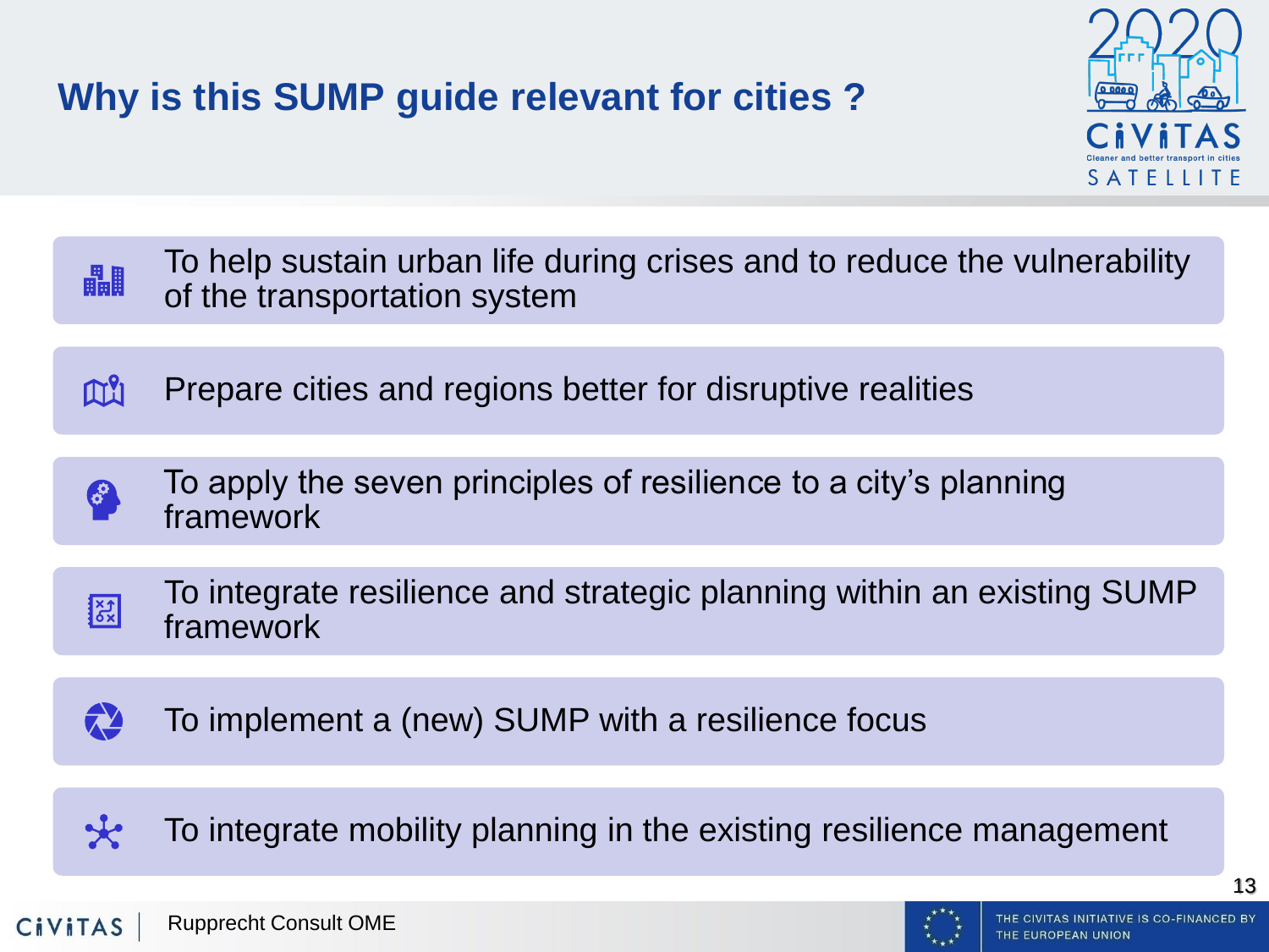# Why is this SUMP guide relevant for cities ?

- To help sustain urban life during crises and to reduce the vulnerability of the transportation system
- Prepare cities and regions better for disruptive realities
- To apply the seven principles of resilience to a city's planning framework
- To integrate resilience and strategic planning within an existing SUMP framework
- To implement a (new) SUMP with a resilience focus
- To integrate mobility planning in the existing resilience management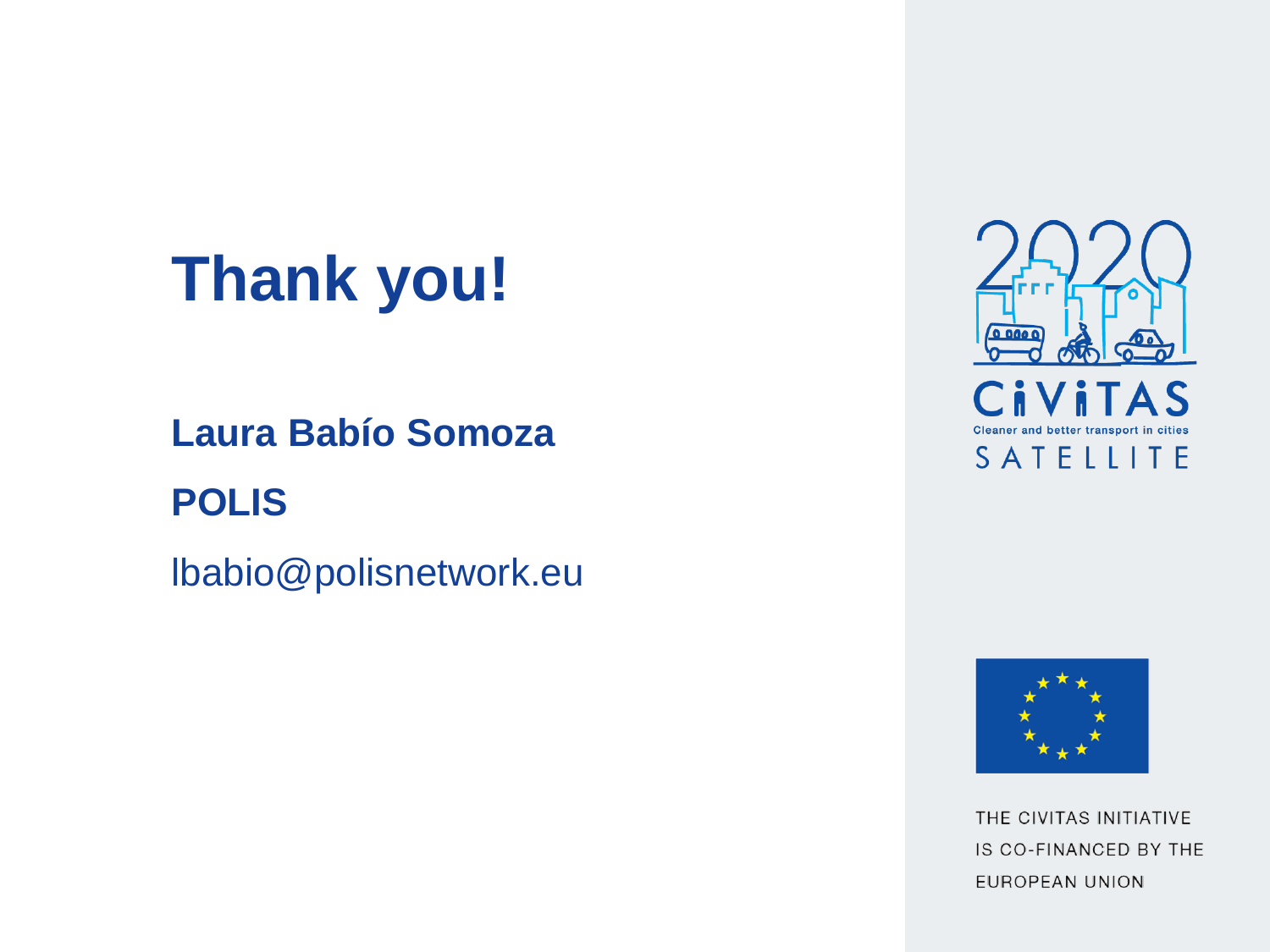# Thank you!

**Laura Babío Somoza**

**POLIS**

lbabio@polisnetwork.eu

CIVITAS

Cleaner and better transport in cities

SATELLITE

THE CIVITAS INITIATIVE IS CO-FINANCED BY THE EUROPEAN UNION